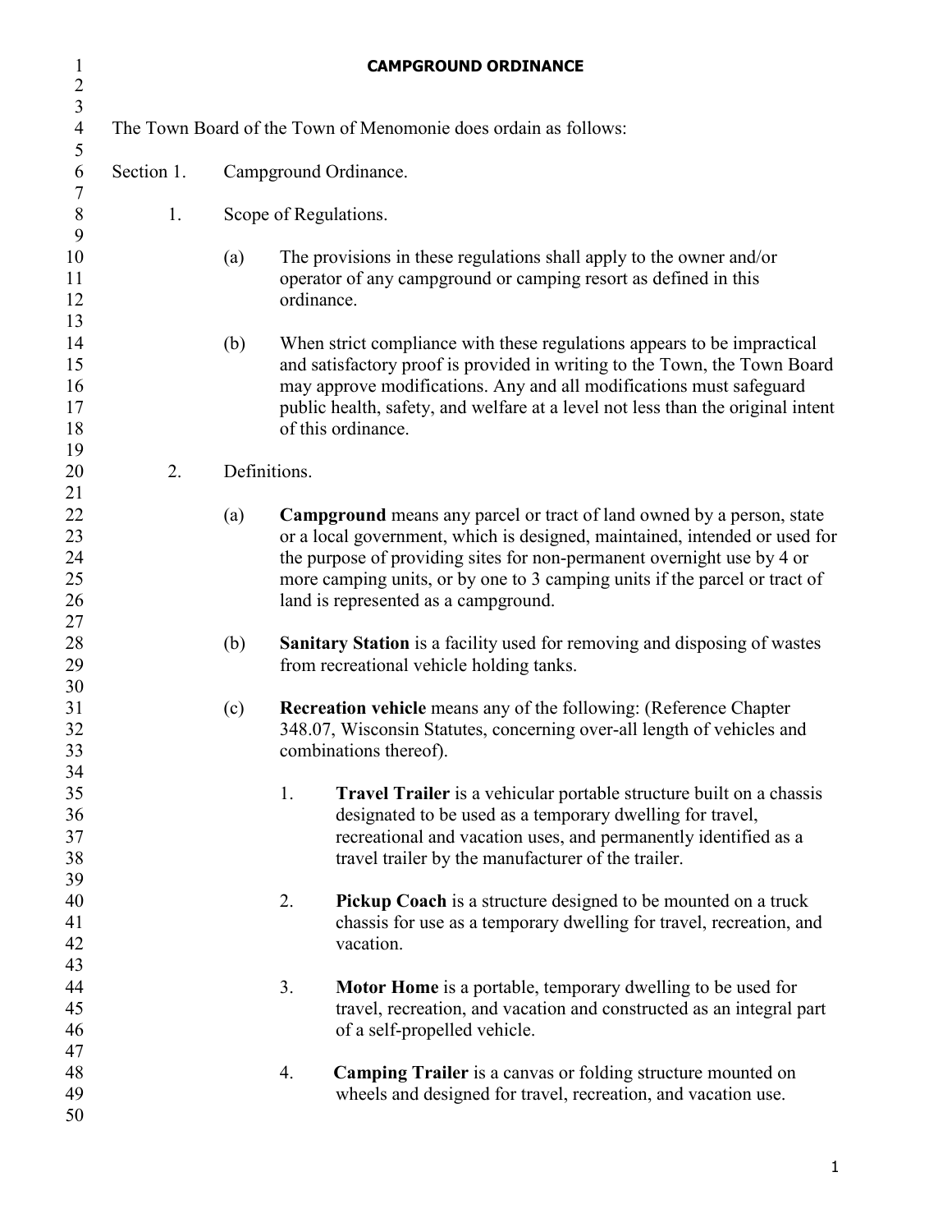# CAMPGROUND ORDINANCE

The Town Board of the Town of Menomonie does ordain as follows:

Section 1. Campground Ordinance.

1. Scope of Regulations.

   (a) The provisions in these regulations shall apply to the owner and/or operator of any campground or camping resort as defined in this ordinance.

   (b) When strict compliance with these regulations appears to be impractical and satisfactory proof is provided in writing to the Town, the Town Board may approve modifications. Any and all modifications must safeguard public health, safety, and welfare at a level not less than the original intent of this ordinance.

2. Definitions.

   (a) **Campground** means any parcel or tract of land owned by a person, state or a local government, which is designed, maintained, intended or used for the purpose of providing sites for non-permanent overnight use by 4 or more camping units, or by one to 3 camping units if the parcel or tract of land is represented as a campground.

   (b) **Sanitary Station** is a facility used for removing and disposing of wastes from recreational vehicle holding tanks.

   (c) **Recreation vehicle** means any of the following: (Reference Chapter 348.07, Wisconsin Statutes, concerning over-all length of vehicles and combinations thereof).

      1. **Travel Trailer** is a vehicular portable structure built on a chassis designated to be used as a temporary dwelling for travel, recreational and vacation uses, and permanently identified as a travel trailer by the manufacturer of the trailer.

      2. **Pickup Coach** is a structure designed to be mounted on a truck chassis for use as a temporary dwelling for travel, recreation, and vacation.

      3. **Motor Home** is a portable, temporary dwelling to be used for travel, recreation, and vacation and constructed as an integral part of a self-propelled vehicle.

      4. **Camping Trailer** is a canvas or folding structure mounted on wheels and designed for travel, recreation, and vacation use.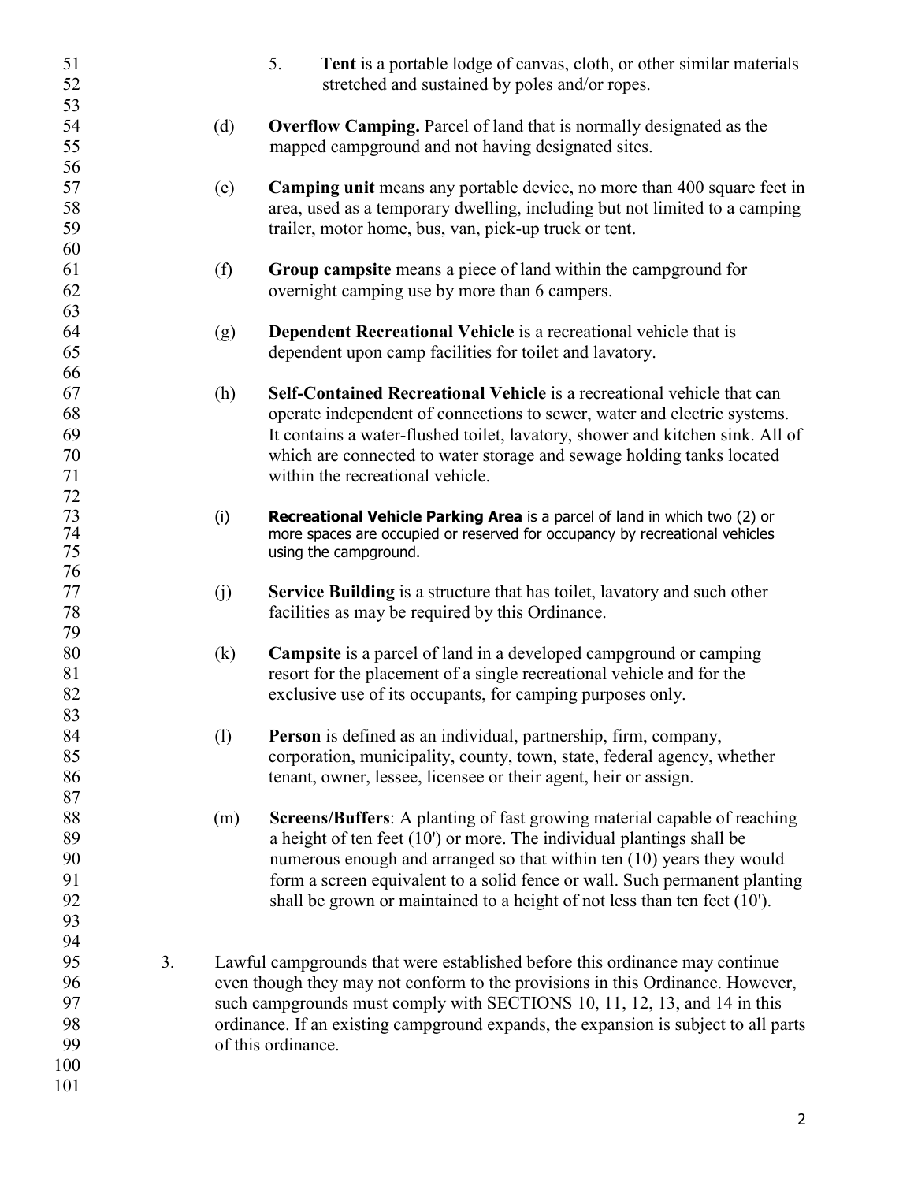5. **Tent** is a portable lodge of canvas, cloth, or other similar materials stretched and sustained by poles and/or ropes.

(d) **Overflow Camping.** Parcel of land that is normally designated as the mapped campground and not having designated sites.

(e) **Camping unit** means any portable device, no more than 400 square feet in area, used as a temporary dwelling, including but not limited to a camping trailer, motor home, bus, van, pick-up truck or tent.

(f) **Group campsite** means a piece of land within the campground for overnight camping use by more than 6 campers.

(g) **Dependent Recreational Vehicle** is a recreational vehicle that is dependent upon camp facilities for toilet and lavatory.

(h) **Self-Contained Recreational Vehicle** is a recreational vehicle that can operate independent of connections to sewer, water and electric systems. It contains a water-flushed toilet, lavatory, shower and kitchen sink. All of which are connected to water storage and sewage holding tanks located within the recreational vehicle.

(i) **Recreational Vehicle Parking Area** is a parcel of land in which two (2) or more spaces are occupied or reserved for occupancy by recreational vehicles using the campground.

(j) **Service Building** is a structure that has toilet, lavatory and such other facilities as may be required by this Ordinance.

(k) **Campsite** is a parcel of land in a developed campground or camping resort for the placement of a single recreational vehicle and for the exclusive use of its occupants, for camping purposes only.

(l) **Person** is defined as an individual, partnership, firm, company, corporation, municipality, county, town, state, federal agency, whether tenant, owner, lessee, licensee or their agent, heir or assign.

(m) **Screens/Buffers**: A planting of fast growing material capable of reaching a height of ten feet (10') or more. The individual plantings shall be numerous enough and arranged so that within ten (10) years they would form a screen equivalent to a solid fence or wall. Such permanent planting shall be grown or maintained to a height of not less than ten feet (10').

3. Lawful campgrounds that were established before this ordinance may continue even though they may not conform to the provisions in this Ordinance. However, such campgrounds must comply with SECTIONS 10, 11, 12, 13, and 14 in this ordinance. If an existing campground expands, the expansion is subject to all parts of this ordinance.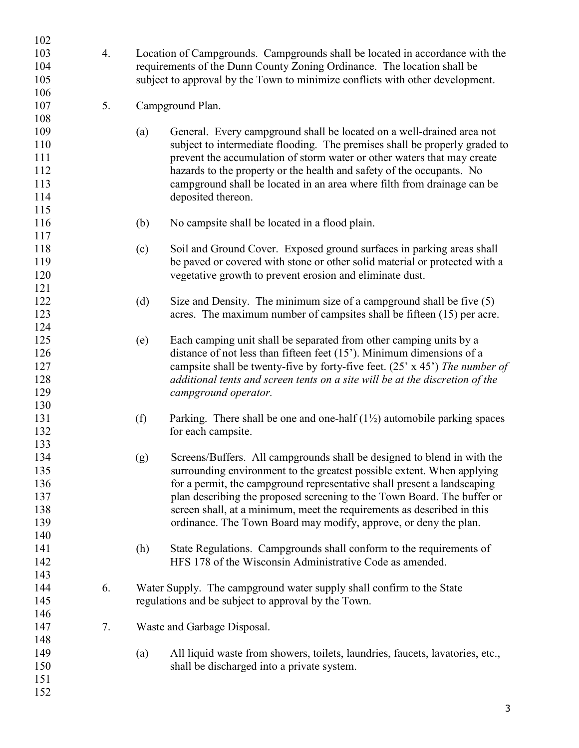4. Location of Campgrounds. Campgrounds shall be located in accordance with the requirements of the Dunn County Zoning Ordinance. The location shall be subject to approval by the Town to minimize conflicts with other development.

5. Campground Plan.

   (a) General. Every campground shall be located on a well-drained area not subject to intermediate flooding. The premises shall be properly graded to prevent the accumulation of storm water or other waters that may create hazards to the property or the health and safety of the occupants. No campground shall be located in an area where filth from drainage can be deposited thereon.

   (b) No campsite shall be located in a flood plain.

   (c) Soil and Ground Cover. Exposed ground surfaces in parking areas shall be paved or covered with stone or other solid material or protected with a vegetative growth to prevent erosion and eliminate dust.

   (d) Size and Density. The minimum size of a campground shall be five (5) acres. The maximum number of campsites shall be fifteen (15) per acre.

   (e) Each camping unit shall be separated from other camping units by a distance of not less than fifteen feet (15'). Minimum dimensions of a campsite shall be twenty-five by forty-five feet. (25' x 45') *The number of additional tents and screen tents on a site will be at the discretion of the campground operator.*

   (f) Parking. There shall be one and one-half (1½) automobile parking spaces for each campsite.

   (g) Screens/Buffers. All campgrounds shall be designed to blend in with the surrounding environment to the greatest possible extent. When applying for a permit, the campground representative shall present a landscaping plan describing the proposed screening to the Town Board. The buffer or screen shall, at a minimum, meet the requirements as described in this ordinance. The Town Board may modify, approve, or deny the plan.

   (h) State Regulations. Campgrounds shall conform to the requirements of HFS 178 of the Wisconsin Administrative Code as amended.

6. Water Supply. The campground water supply shall confirm to the State regulations and be subject to approval by the Town.

7. Waste and Garbage Disposal.

   (a) All liquid waste from showers, toilets, laundries, faucets, lavatories, etc., shall be discharged into a private system.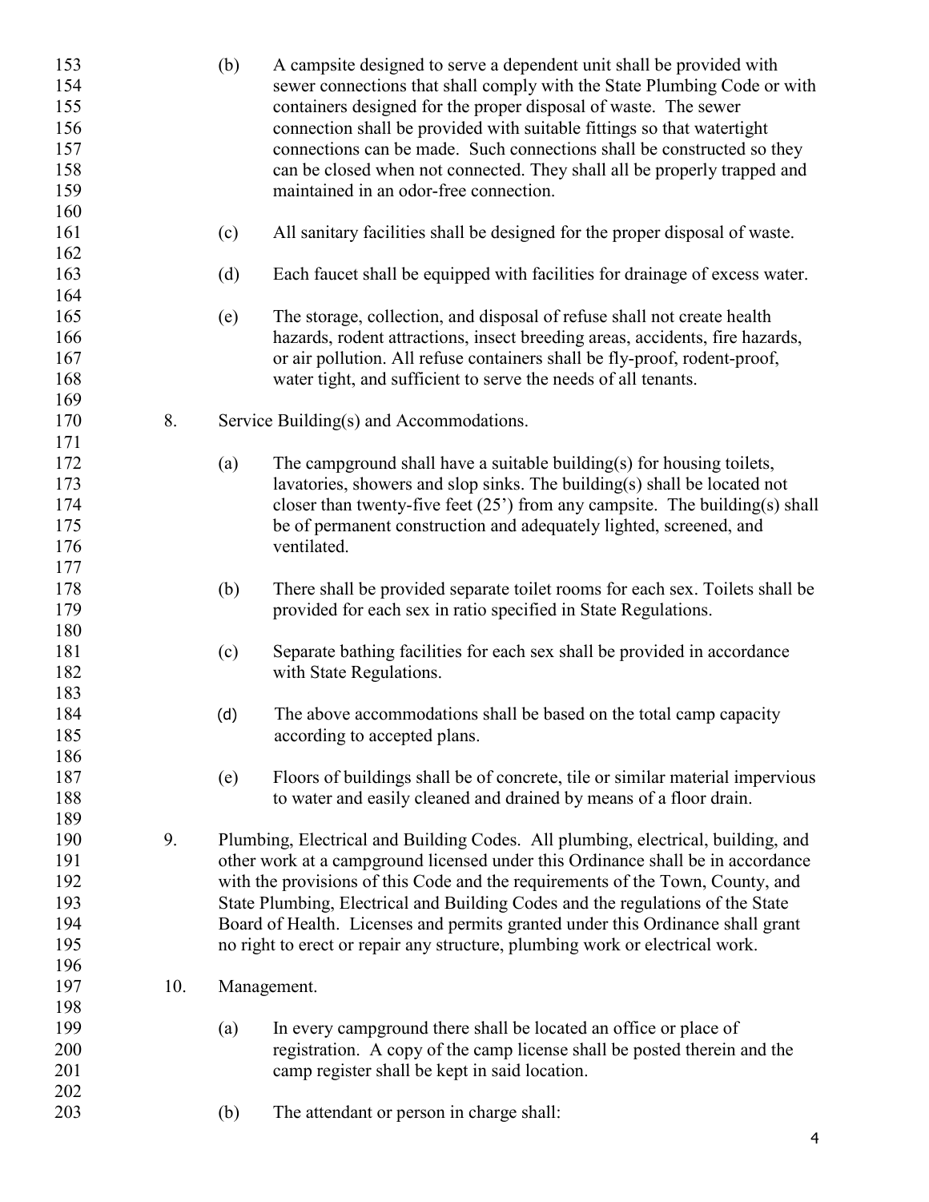(b) A campsite designed to serve a dependent unit shall be provided with sewer connections that shall comply with the State Plumbing Code or with containers designed for the proper disposal of waste. The sewer connection shall be provided with suitable fittings so that watertight connections can be made. Such connections shall be constructed so they can be closed when not connected. They shall all be properly trapped and maintained in an odor-free connection.

(c) All sanitary facilities shall be designed for the proper disposal of waste.

(d) Each faucet shall be equipped with facilities for drainage of excess water.

(e) The storage, collection, and disposal of refuse shall not create health hazards, rodent attractions, insect breeding areas, accidents, fire hazards, or air pollution. All refuse containers shall be fly-proof, rodent-proof, water tight, and sufficient to serve the needs of all tenants.

8. Service Building(s) and Accommodations.

(a) The campground shall have a suitable building(s) for housing toilets, lavatories, showers and slop sinks. The building(s) shall be located not closer than twenty-five feet (25') from any campsite. The building(s) shall be of permanent construction and adequately lighted, screened, and ventilated.

(b) There shall be provided separate toilet rooms for each sex. Toilets shall be provided for each sex in ratio specified in State Regulations.

(c) Separate bathing facilities for each sex shall be provided in accordance with State Regulations.

(d) The above accommodations shall be based on the total camp capacity according to accepted plans.

(e) Floors of buildings shall be of concrete, tile or similar material impervious to water and easily cleaned and drained by means of a floor drain.

9. Plumbing, Electrical and Building Codes. All plumbing, electrical, building, and other work at a campground licensed under this Ordinance shall be in accordance with the provisions of this Code and the requirements of the Town, County, and State Plumbing, Electrical and Building Codes and the regulations of the State Board of Health. Licenses and permits granted under this Ordinance shall grant no right to erect or repair any structure, plumbing work or electrical work.

10. Management.

(a) In every campground there shall be located an office or place of registration. A copy of the camp license shall be posted therein and the camp register shall be kept in said location.

(b) The attendant or person in charge shall: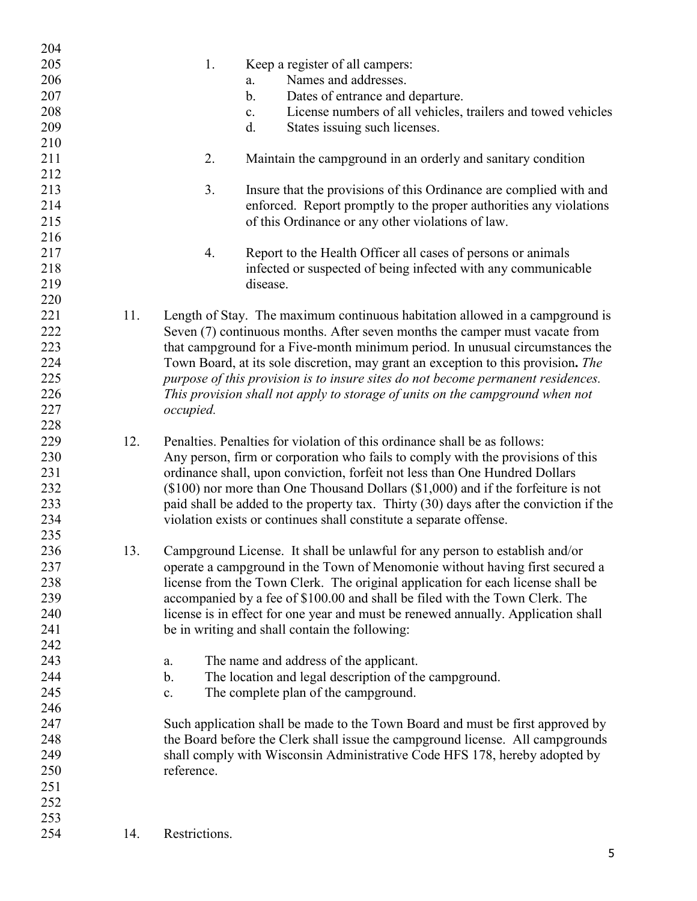1. Keep a register of all campers:
   a. Names and addresses.
   b. Dates of entrance and departure.
   c. License numbers of all vehicles, trailers and towed vehicles
   d. States issuing such licenses.

2. Maintain the campground in an orderly and sanitary condition

3. Insure that the provisions of this Ordinance are complied with and enforced. Report promptly to the proper authorities any violations of this Ordinance or any other violations of law.

4. Report to the Health Officer all cases of persons or animals infected or suspected of being infected with any communicable disease.

11. Length of Stay. The maximum continuous habitation allowed in a campground is Seven (7) continuous months. After seven months the camper must vacate from that campground for a Five-month minimum period. In unusual circumstances the Town Board, at its sole discretion, may grant an exception to this provision**.** *The purpose of this provision is to insure sites do not become permanent residences. This provision shall not apply to storage of units on the campground when not occupied.*

12. Penalties. Penalties for violation of this ordinance shall be as follows: Any person, firm or corporation who fails to comply with the provisions of this ordinance shall, upon conviction, forfeit not less than One Hundred Dollars ($100) nor more than One Thousand Dollars ($1,000) and if the forfeiture is not paid shall be added to the property tax. Thirty (30) days after the conviction if the violation exists or continues shall constitute a separate offense.

13. Campground License. It shall be unlawful for any person to establish and/or operate a campground in the Town of Menomonie without having first secured a license from the Town Clerk. The original application for each license shall be accompanied by a fee of $100.00 and shall be filed with the Town Clerk. The license is in effect for one year and must be renewed annually. Application shall be in writing and shall contain the following:

    a. The name and address of the applicant.
    b. The location and legal description of the campground.
    c. The complete plan of the campground.

    Such application shall be made to the Town Board and must be first approved by the Board before the Clerk shall issue the campground license. All campgrounds shall comply with Wisconsin Administrative Code HFS 178, hereby adopted by reference.

14. Restrictions.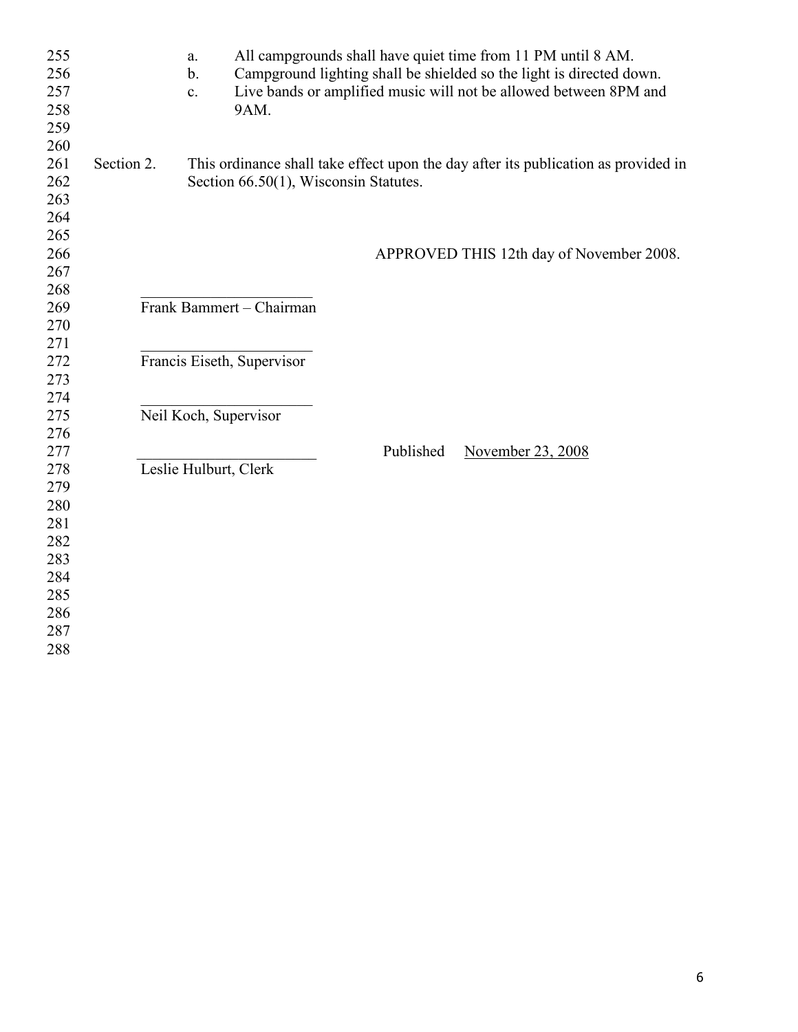a. All campgrounds shall have quiet time from 11 PM until 8 AM.
b. Campground lighting shall be shielded so the light is directed down.
c. Live bands or amplified music will not be allowed between 8PM and 9AM.

Section 2. This ordinance shall take effect upon the day after its publication as provided in Section 66.50(1), Wisconsin Statutes.

APPROVED THIS 12th day of November 2008.

______________________
Frank Bammert – Chairman

______________________
Francis Eiseth, Supervisor

______________________
Neil Koch, Supervisor

______________________
Leslie Hulburt, Clerk

Published November 23, 2008